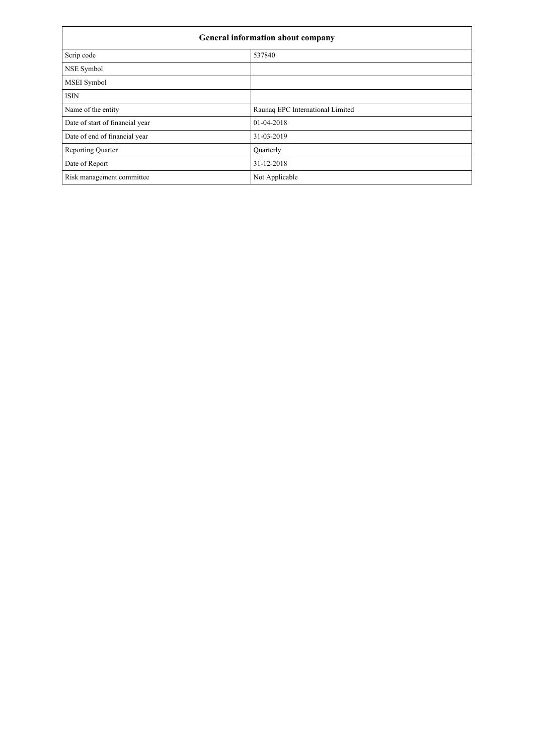| General information about company | |
|---|---|
| Scrip code | 537840 |
| NSE Symbol | |
| MSEI Symbol | |
| ISIN | |
| Name of the entity | Raunaq EPC International Limited |
| Date of start of financial year | 01-04-2018 |
| Date of end of financial year | 31-03-2019 |
| Reporting Quarter | Quarterly |
| Date of Report | 31-12-2018 |
| Risk management committee | Not Applicable |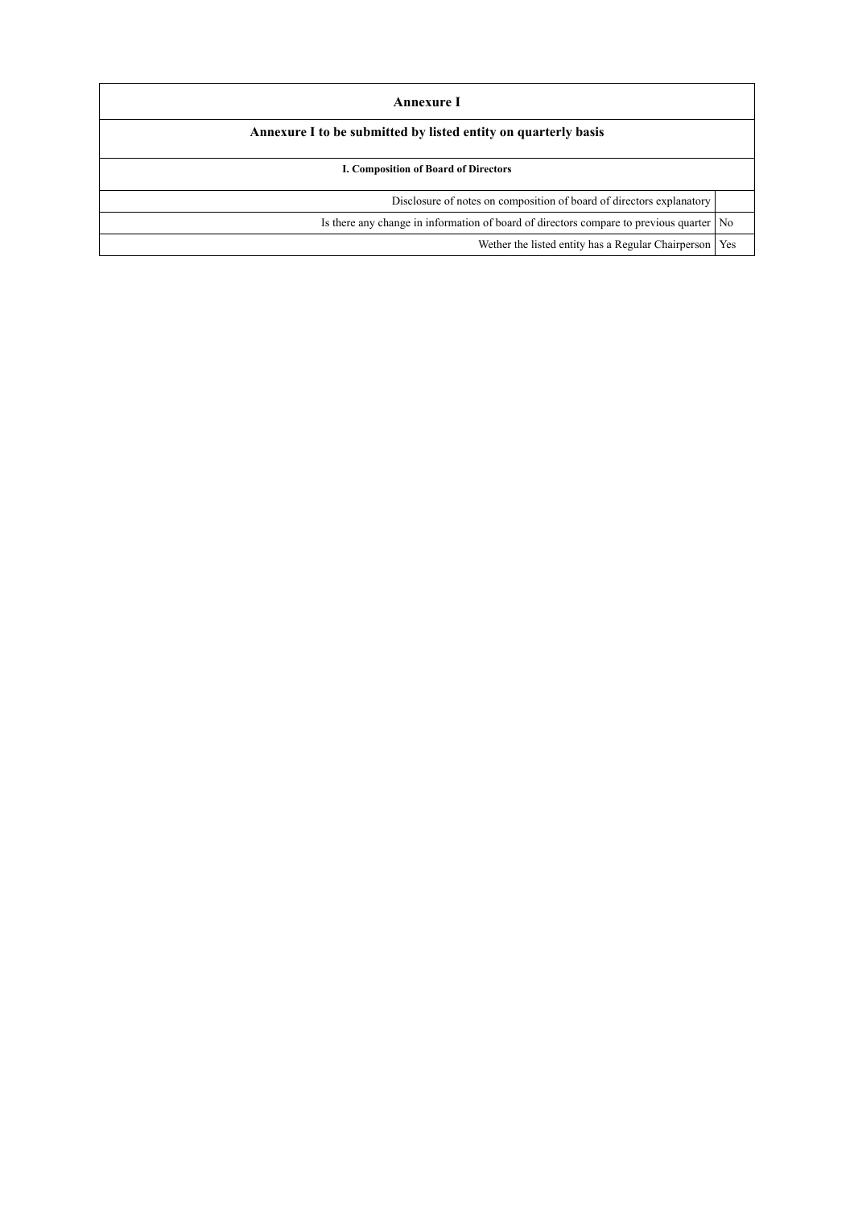| Annexure I | |
|---|---|
| **Annexure I to be submitted by listed entity on quarterly basis** | |
| **I. Composition of Board of Directors** | |
| Disclosure of notes on composition of board of directors explanatory | |
| Is there any change in information of board of directors compare to previous quarter | No |
| Wether the listed entity has a Regular Chairperson | Yes |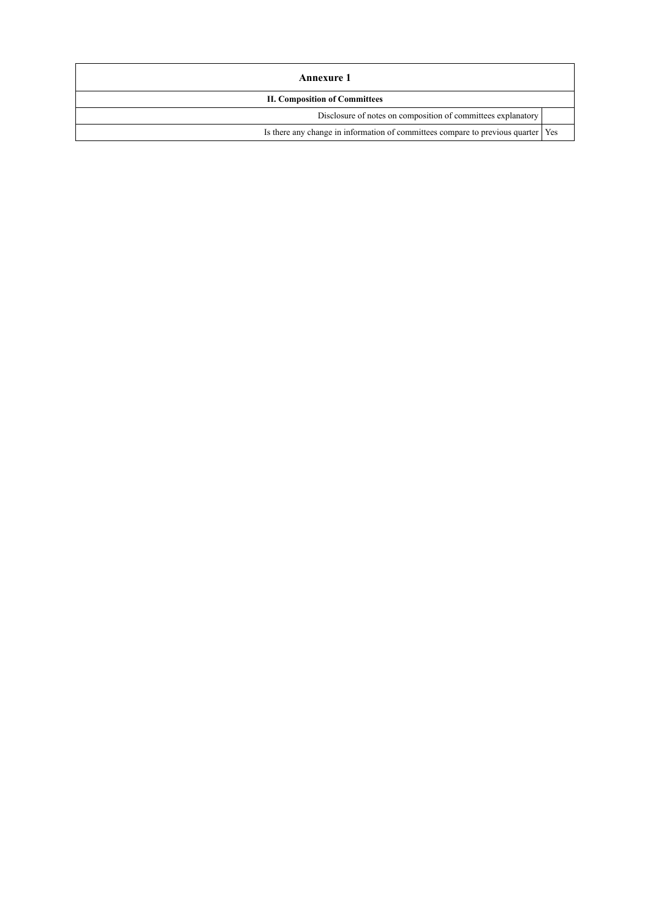| Annexure 1 | |
|---|---|
| **II. Composition of Committees** | |
| Disclosure of notes on composition of committees explanatory | |
| Is there any change in information of committees compare to previous quarter | Yes |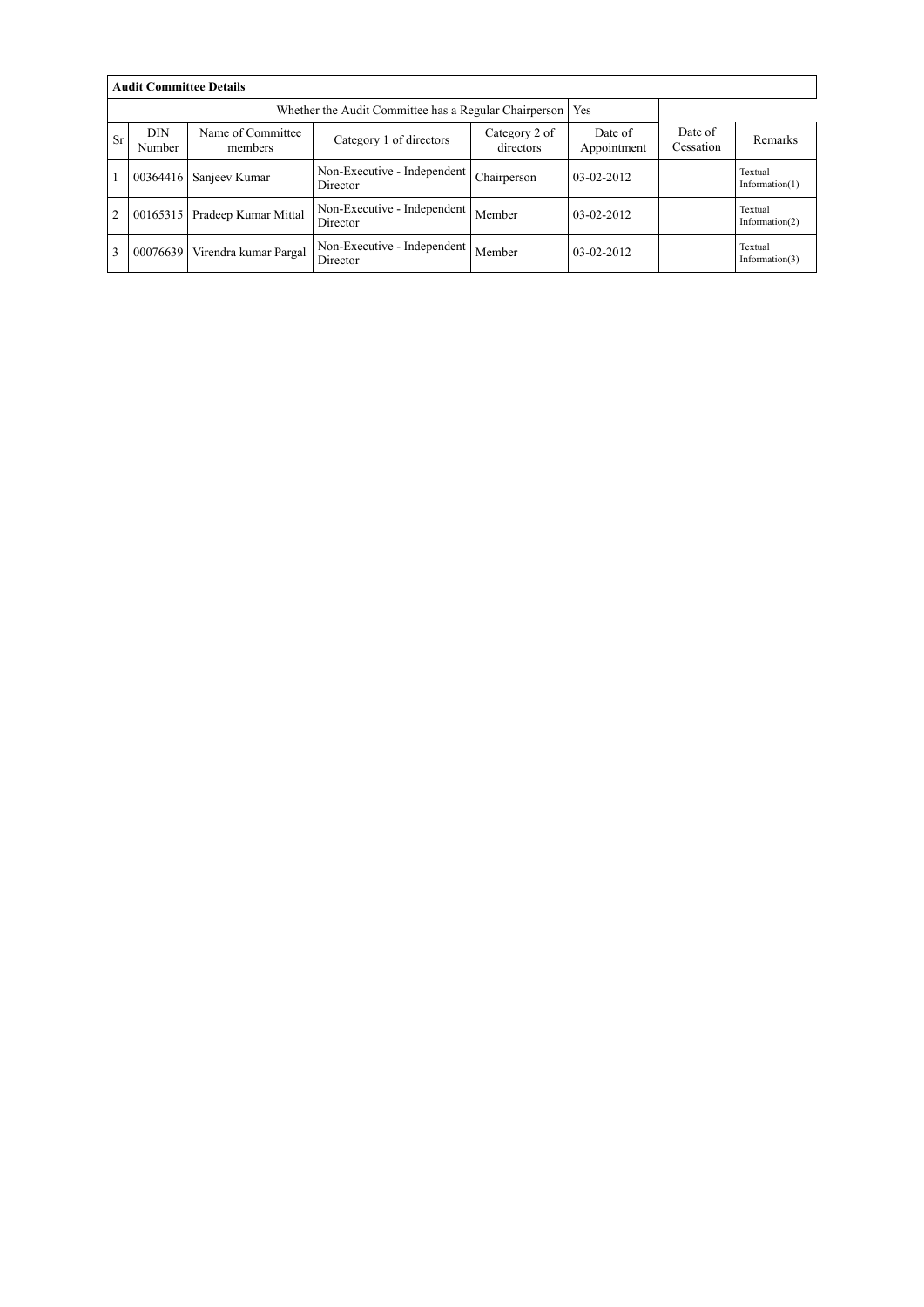| Audit Committee Details | | | | | | | |
|---|---|---|---|---|---|---|---|
| Whether the Audit Committee has a Regular Chairperson | | | | | Yes | | |
| Sr | DIN Number | Name of Committee members | Category 1 of directors | Category 2 of directors | Date of Appointment | Date of Cessation | Remarks |
| 1 | 00364416 | Sanjeev Kumar | Non-Executive - Independent Director | Chairperson | 03-02-2012 | | Textual Information(1) |
| 2 | 00165315 | Pradeep Kumar Mittal | Non-Executive - Independent Director | Member | 03-02-2012 | | Textual Information(2) |
| 3 | 00076639 | Virendra kumar Pargal | Non-Executive - Independent Director | Member | 03-02-2012 | | Textual Information(3) |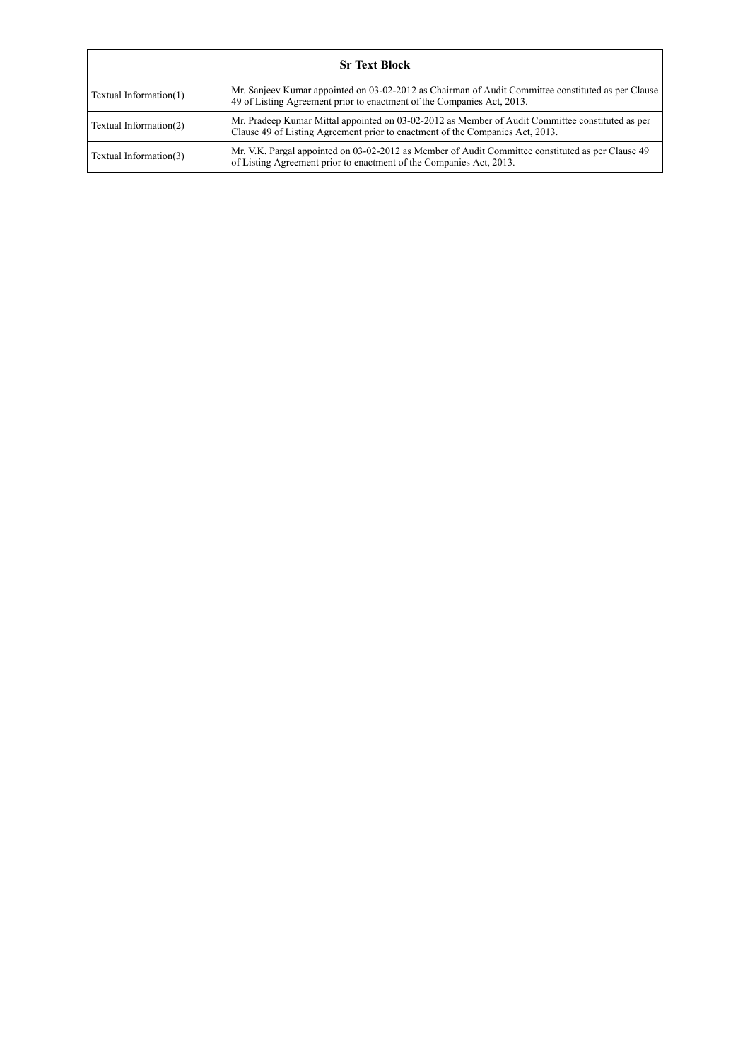| Sr Text Block | |
|---|---|
| Textual Information(1) | Mr. Sanjeev Kumar appointed on 03-02-2012 as Chairman of Audit Committee constituted as per Clause 49 of Listing Agreement prior to enactment of the Companies Act, 2013. |
| Textual Information(2) | Mr. Pradeep Kumar Mittal appointed on 03-02-2012 as Member of Audit Committee constituted as per Clause 49 of Listing Agreement prior to enactment of the Companies Act, 2013. |
| Textual Information(3) | Mr. V.K. Pargal appointed on 03-02-2012 as Member of Audit Committee constituted as per Clause 49 of Listing Agreement prior to enactment of the Companies Act, 2013. |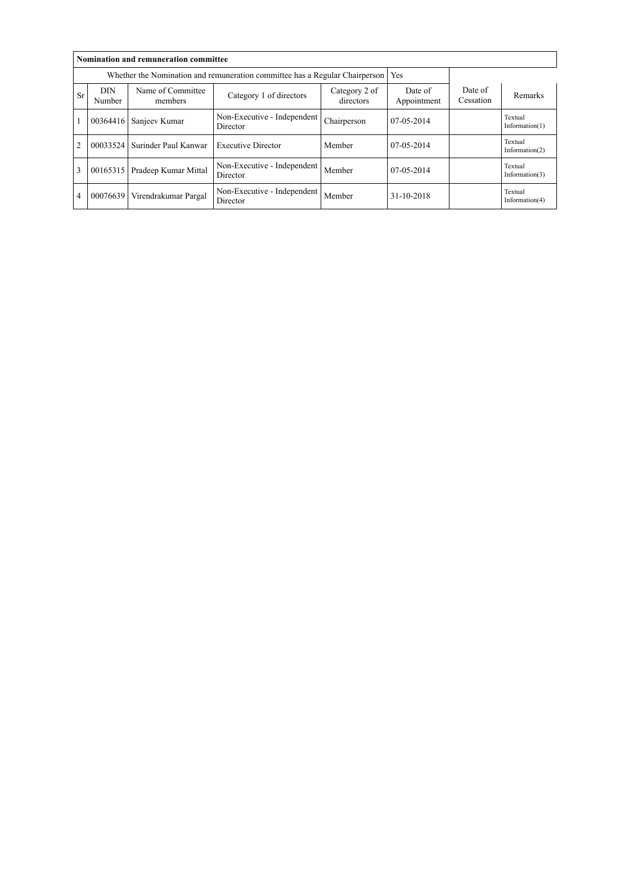| Nomination and remuneration committee | | | | | | | |
|---|---|---|---|---|---|---|---|
| Whether the Nomination and remuneration committee has a Regular Chairperson | | | | | Yes | | |
| Sr | DIN Number | Name of Committee members | Category 1 of directors | Category 2 of directors | Date of Appointment | Date of Cessation | Remarks |
| 1 | 00364416 | Sanjeev Kumar | Non-Executive - Independent Director | Chairperson | 07-05-2014 | | Textual Information(1) |
| 2 | 00033524 | Surinder Paul Kanwar | Executive Director | Member | 07-05-2014 | | Textual Information(2) |
| 3 | 00165315 | Pradeep Kumar Mittal | Non-Executive - Independent Director | Member | 07-05-2014 | | Textual Information(3) |
| 4 | 00076639 | Virendrakumar Pargal | Non-Executive - Independent Director | Member | 31-10-2018 | | Textual Information(4) |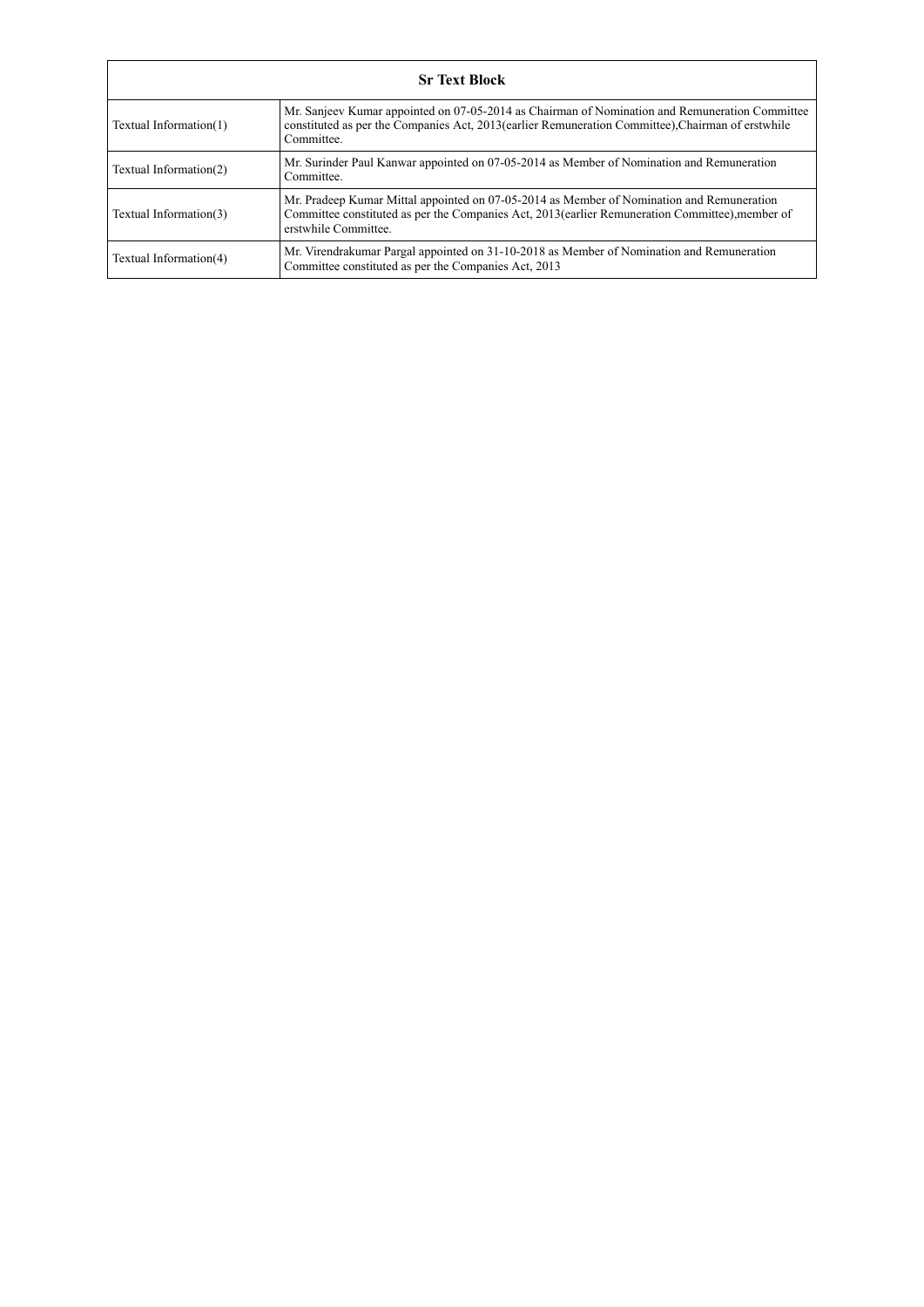| Sr Text Block | |
|---|---|
| Textual Information(1) | Mr. Sanjeev Kumar appointed on 07-05-2014 as Chairman of Nomination and Remuneration Committee constituted as per the Companies Act, 2013(earlier Remuneration Committee),Chairman of erstwhile Committee. |
| Textual Information(2) | Mr. Surinder Paul Kanwar appointed on 07-05-2014 as Member of Nomination and Remuneration Committee. |
| Textual Information(3) | Mr. Pradeep Kumar Mittal appointed on 07-05-2014 as Member of Nomination and Remuneration Committee constituted as per the Companies Act, 2013(earlier Remuneration Committee),member of erstwhile Committee. |
| Textual Information(4) | Mr. Virendrakumar Pargal appointed on 31-10-2018 as Member of Nomination and Remuneration Committee constituted as per the Companies Act, 2013 |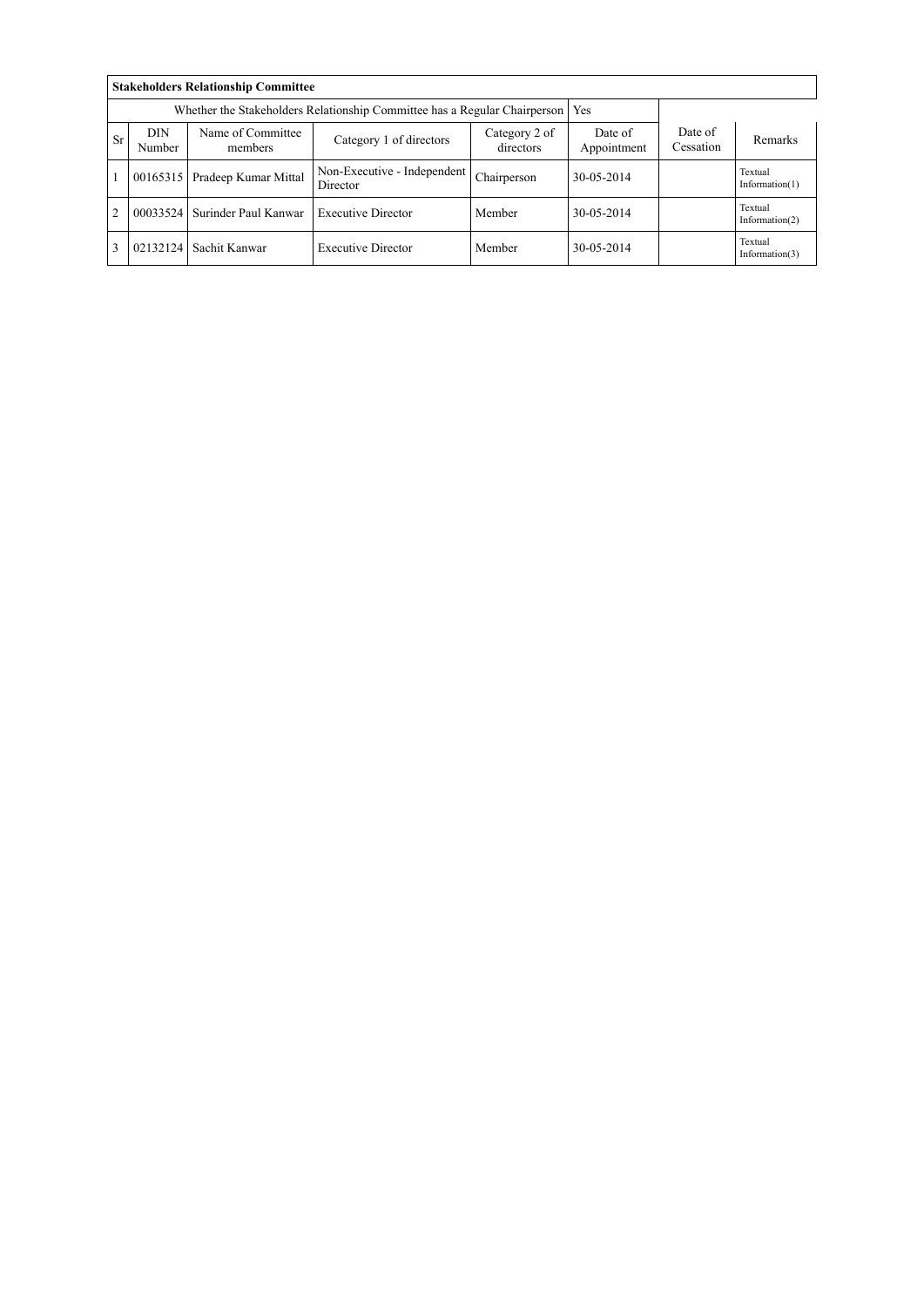| Stakeholders Relationship Committee | | | | | | | |
|---|---|---|---|---|---|---|---|
| Whether the Stakeholders Relationship Committee has a Regular Chairperson | | | | | Yes | | |
| Sr | DIN Number | Name of Committee members | Category 1 of directors | Category 2 of directors | Date of Appointment | Date of Cessation | Remarks |
| 1 | 00165315 | Pradeep Kumar Mittal | Non-Executive - Independent Director | Chairperson | 30-05-2014 | | Textual Information(1) |
| 2 | 00033524 | Surinder Paul Kanwar | Executive Director | Member | 30-05-2014 | | Textual Information(2) |
| 3 | 02132124 | Sachit Kanwar | Executive Director | Member | 30-05-2014 | | Textual Information(3) |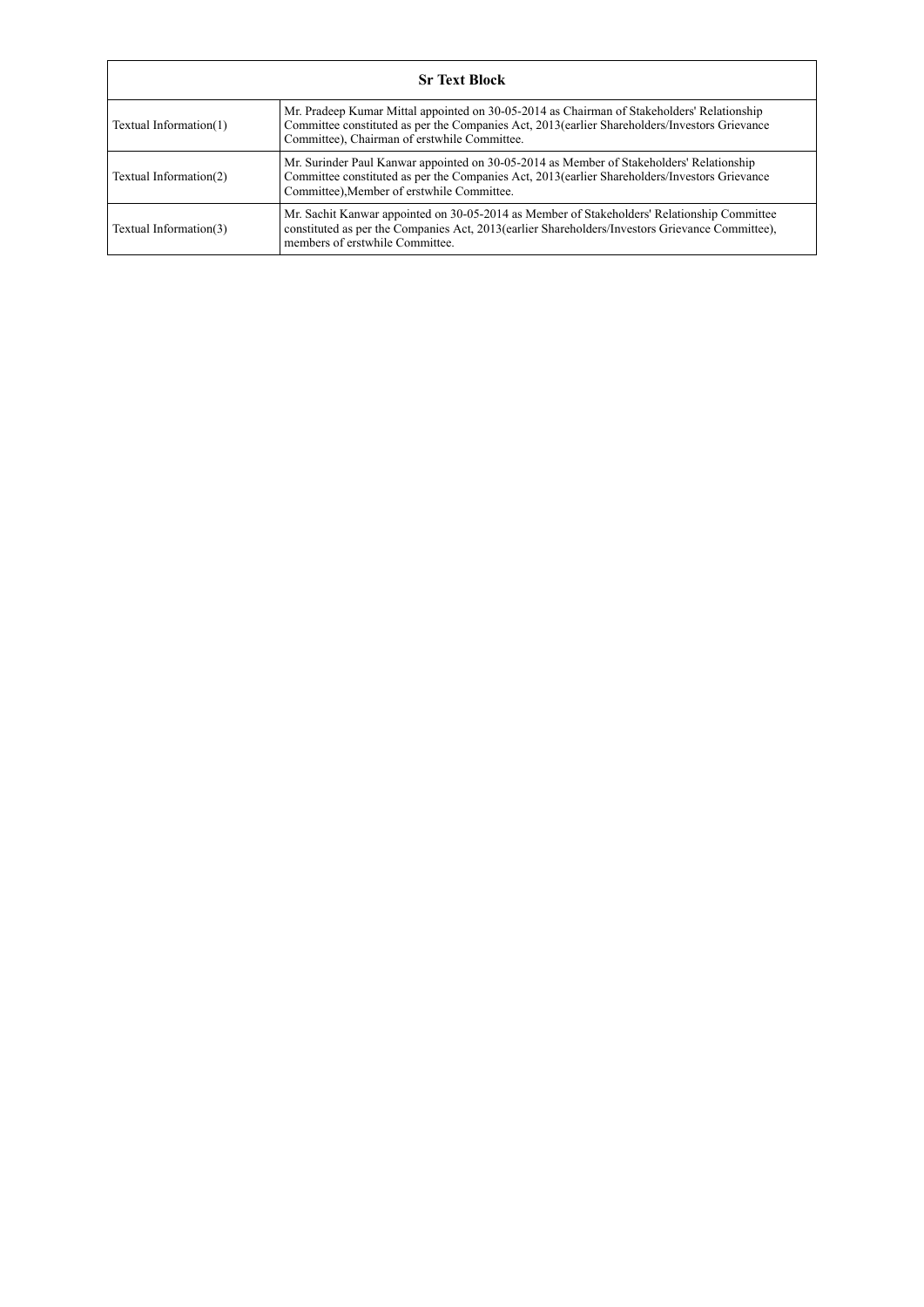| Sr Text Block | |
|---|---|
| Textual Information(1) | Mr. Pradeep Kumar Mittal appointed on 30-05-2014 as Chairman of Stakeholders' Relationship Committee constituted as per the Companies Act, 2013(earlier Shareholders/Investors Grievance Committee), Chairman of erstwhile Committee. |
| Textual Information(2) | Mr. Surinder Paul Kanwar appointed on 30-05-2014 as Member of Stakeholders' Relationship Committee constituted as per the Companies Act, 2013(earlier Shareholders/Investors Grievance Committee),Member of erstwhile Committee. |
| Textual Information(3) | Mr. Sachit Kanwar appointed on 30-05-2014 as Member of Stakeholders' Relationship Committee constituted as per the Companies Act, 2013(earlier Shareholders/Investors Grievance Committee), members of erstwhile Committee. |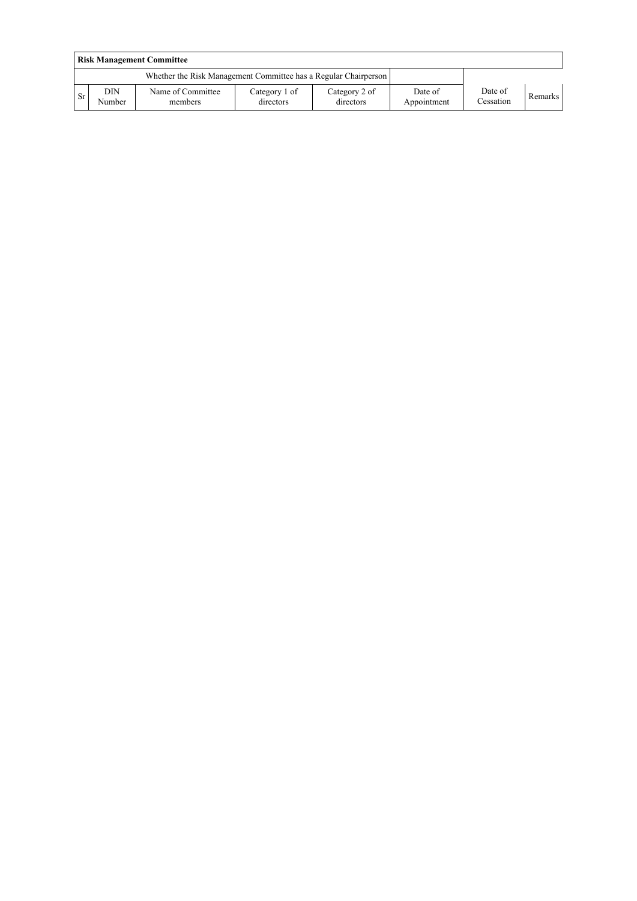| Risk Management Committee | | | | | | | |
|---|---|---|---|---|---|---|---|
| Whether the Risk Management Committee has a Regular Chairperson | | | | | | | |
| Sr | DIN Number | Name of Committee members | Category 1 of directors | Category 2 of directors | Date of Appointment | Date of Cessation | Remarks |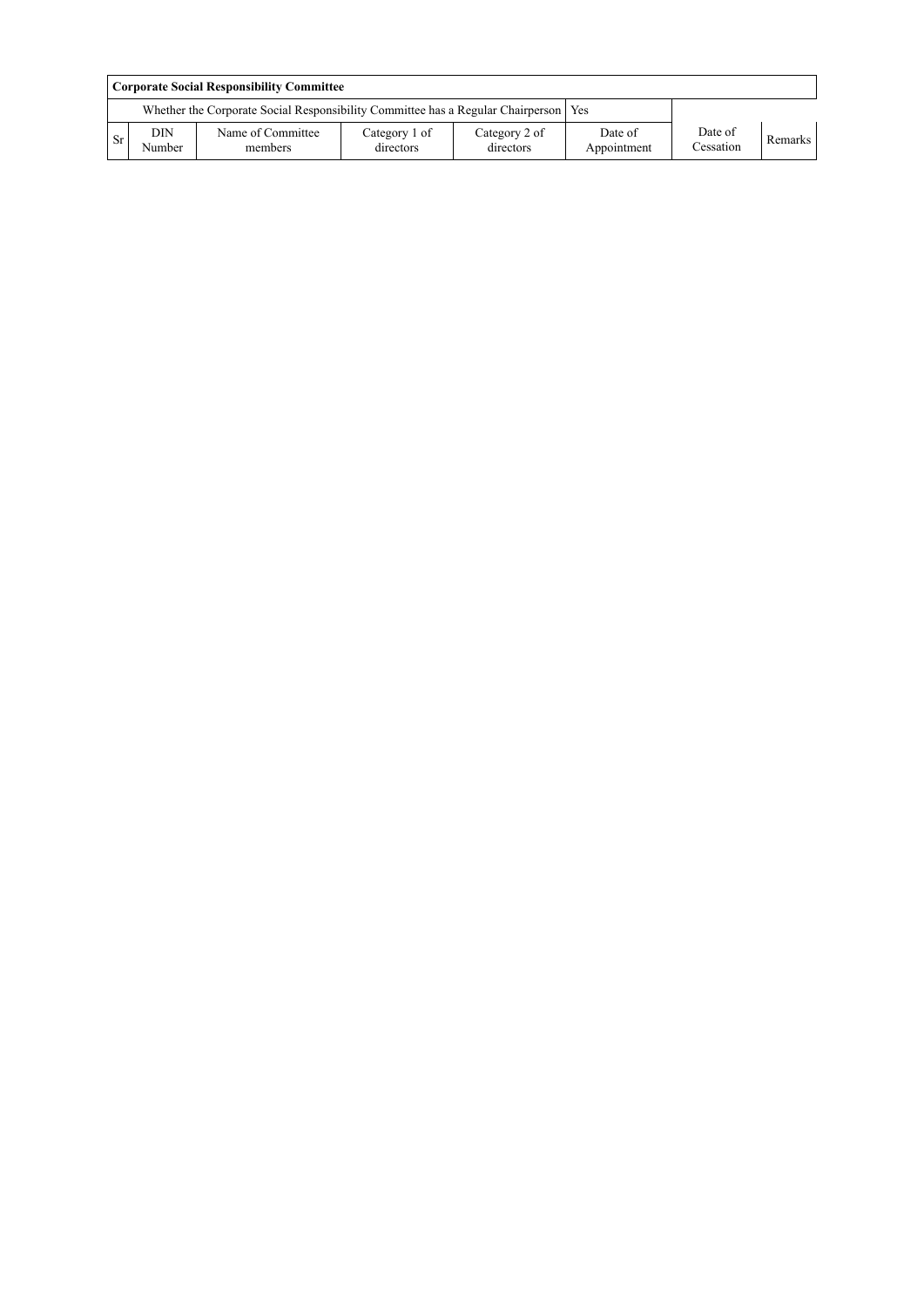| **Corporate Social Responsibility Committee** | | | | | | | |
|---|---|---|---|---|---|---|---|
| Whether the Corporate Social Responsibility Committee has a Regular Chairperson | | | | | Yes | | |
| Sr | DIN Number | Name of Committee members | Category 1 of directors | Category 2 of directors | Date of Appointment | Date of Cessation | Remarks |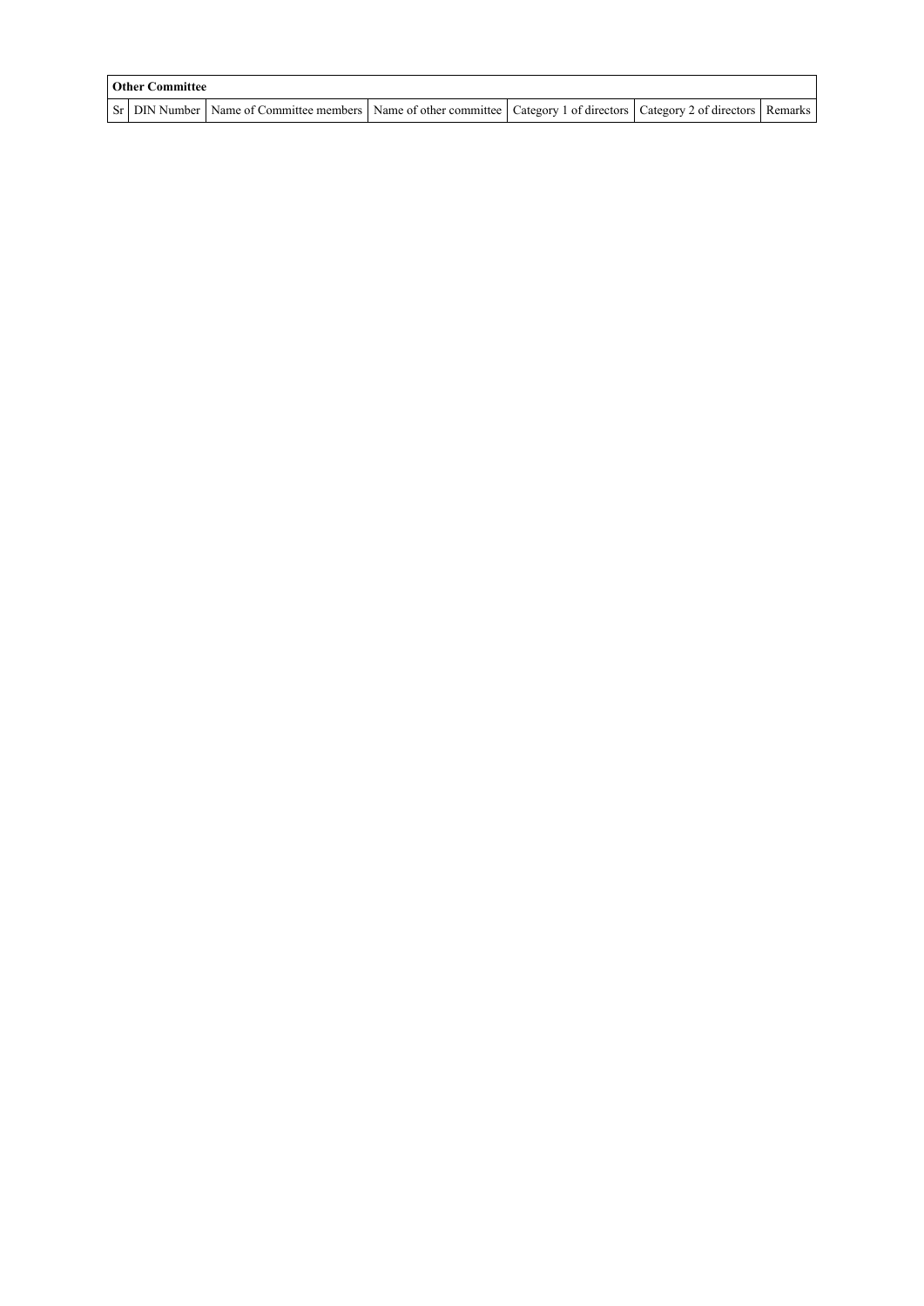| Other Committee | | | | | | |
|---|---|---|---|---|---|---|
| Sr | DIN Number | Name of Committee members | Name of other committee | Category 1 of directors | Category 2 of directors | Remarks |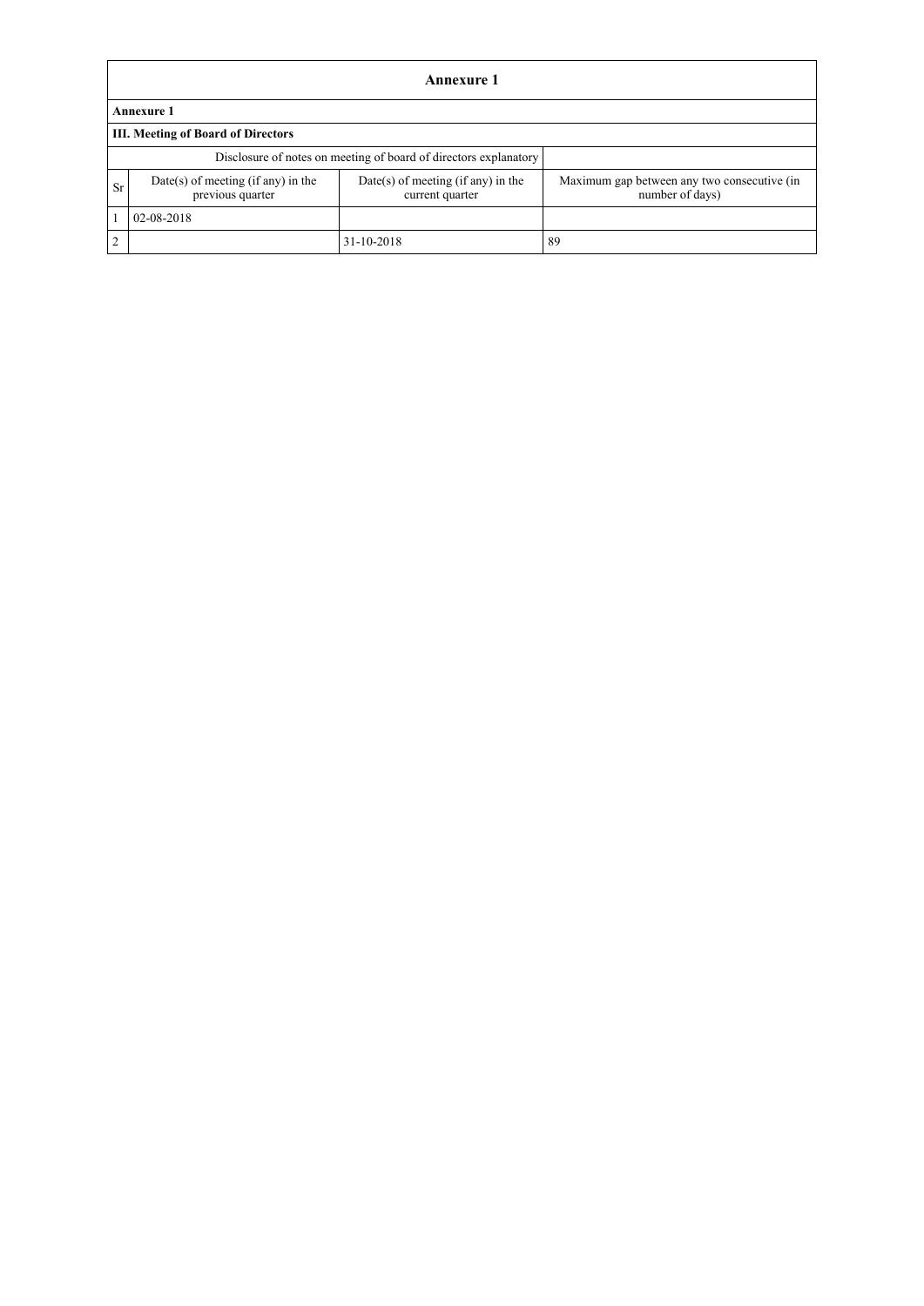# Annexure 1

**Annexure 1**

**III. Meeting of Board of Directors**

| Disclosure of notes on meeting of board of directors explanatory | | | |
|---|---|---|---|
| Sr | Date(s) of meeting (if any) in the previous quarter | Date(s) of meeting (if any) in the current quarter | Maximum gap between any two consecutive (in number of days) |
| 1 | 02-08-2018 | | |
| 2 | | 31-10-2018 | 89 |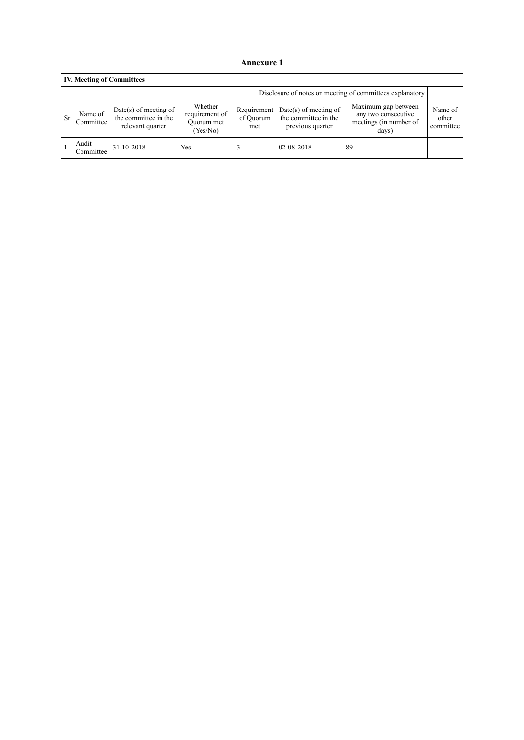## Annexure 1

### IV. Meeting of Committees

Disclosure of notes on meeting of committees explanatory

| Sr | Name of Committee | Date(s) of meeting of the committee in the relevant quarter | Whether requirement of Quorum met (Yes/No) | Requirement of Quorum met | Date(s) of meeting of the committee in the previous quarter | Maximum gap between any two consecutive meetings (in number of days) | Name of other committee |
|---|---|---|---|---|---|---|---|
| 1 | Audit Committee | 31-10-2018 | Yes | 3 | 02-08-2018 | 89 | |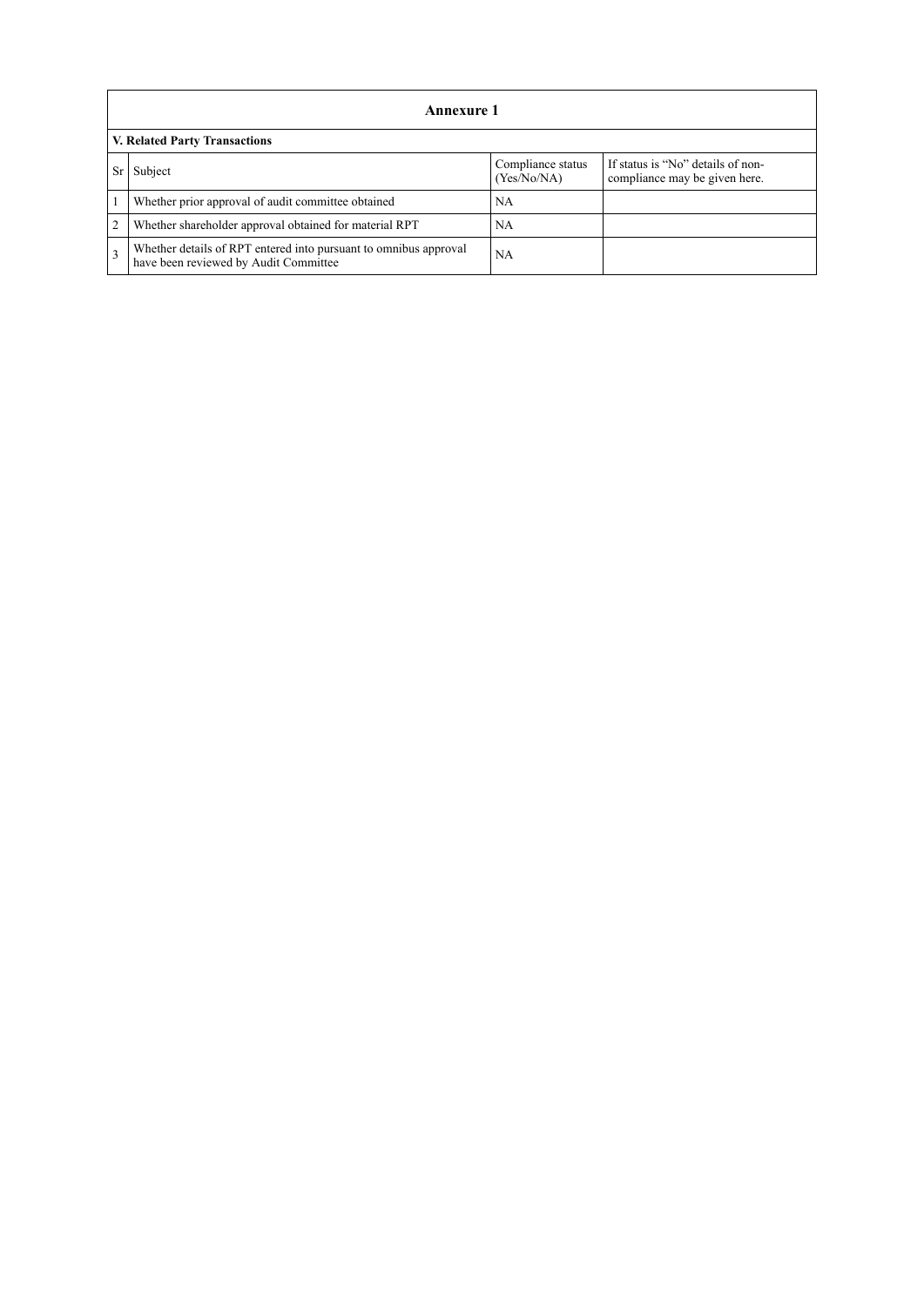## Annexure 1

### V. Related Party Transactions

| Sr | Subject | Compliance status (Yes/No/NA) | If status is "No" details of non-compliance may be given here. |
|---|---|---|---|
| 1 | Whether prior approval of audit committee obtained | NA | |
| 2 | Whether shareholder approval obtained for material RPT | NA | |
| 3 | Whether details of RPT entered into pursuant to omnibus approval have been reviewed by Audit Committee | NA | |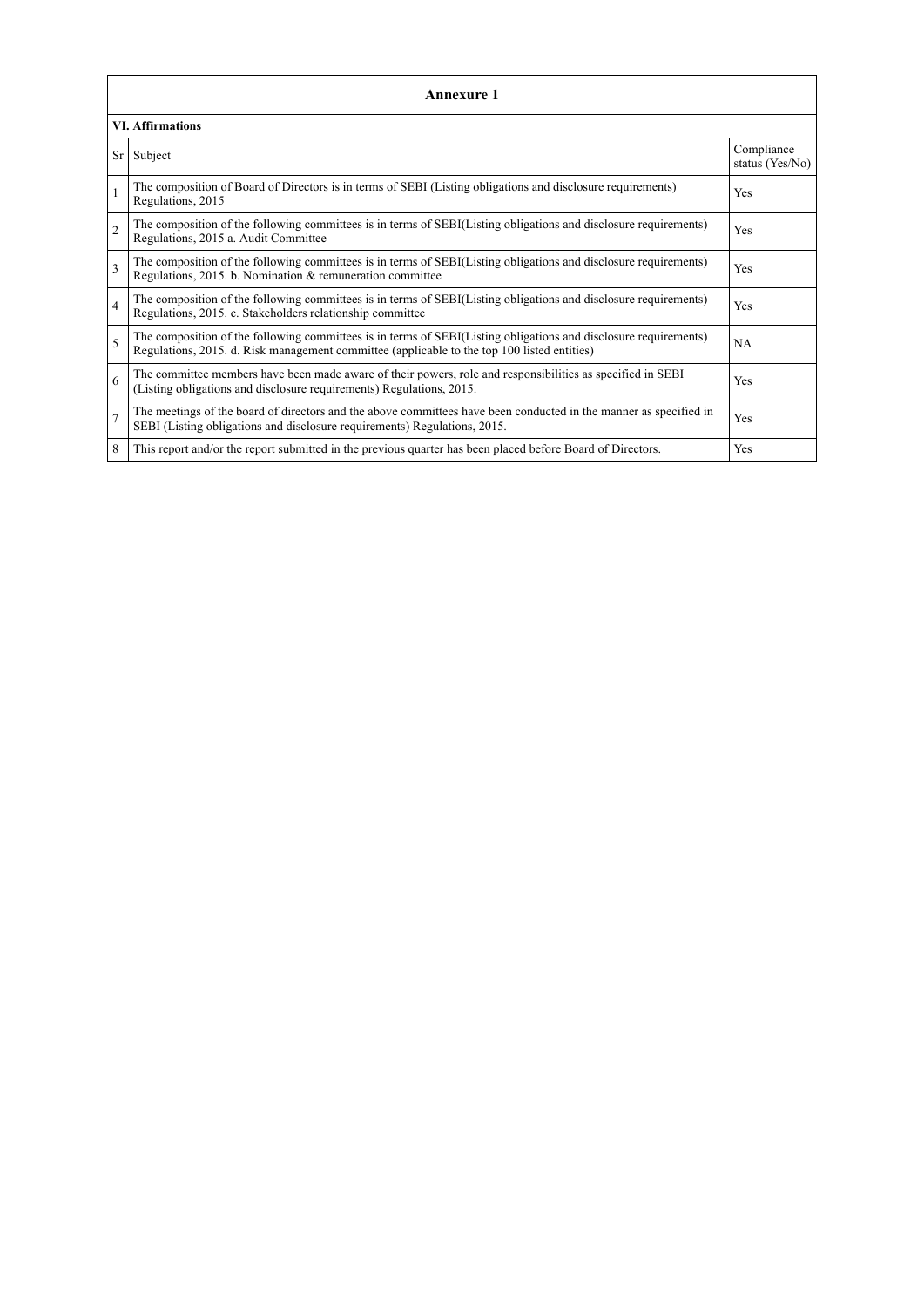## Annexure 1

### VI. Affirmations

| Sr | Subject | Compliance status (Yes/No) |
|---|---|---|
| 1 | The composition of Board of Directors is in terms of SEBI (Listing obligations and disclosure requirements) Regulations, 2015 | Yes |
| 2 | The composition of the following committees is in terms of SEBI(Listing obligations and disclosure requirements) Regulations, 2015 a. Audit Committee | Yes |
| 3 | The composition of the following committees is in terms of SEBI(Listing obligations and disclosure requirements) Regulations, 2015. b. Nomination & remuneration committee | Yes |
| 4 | The composition of the following committees is in terms of SEBI(Listing obligations and disclosure requirements) Regulations, 2015. c. Stakeholders relationship committee | Yes |
| 5 | The composition of the following committees is in terms of SEBI(Listing obligations and disclosure requirements) Regulations, 2015. d. Risk management committee (applicable to the top 100 listed entities) | NA |
| 6 | The committee members have been made aware of their powers, role and responsibilities as specified in SEBI (Listing obligations and disclosure requirements) Regulations, 2015. | Yes |
| 7 | The meetings of the board of directors and the above committees have been conducted in the manner as specified in SEBI (Listing obligations and disclosure requirements) Regulations, 2015. | Yes |
| 8 | This report and/or the report submitted in the previous quarter has been placed before Board of Directors. | Yes |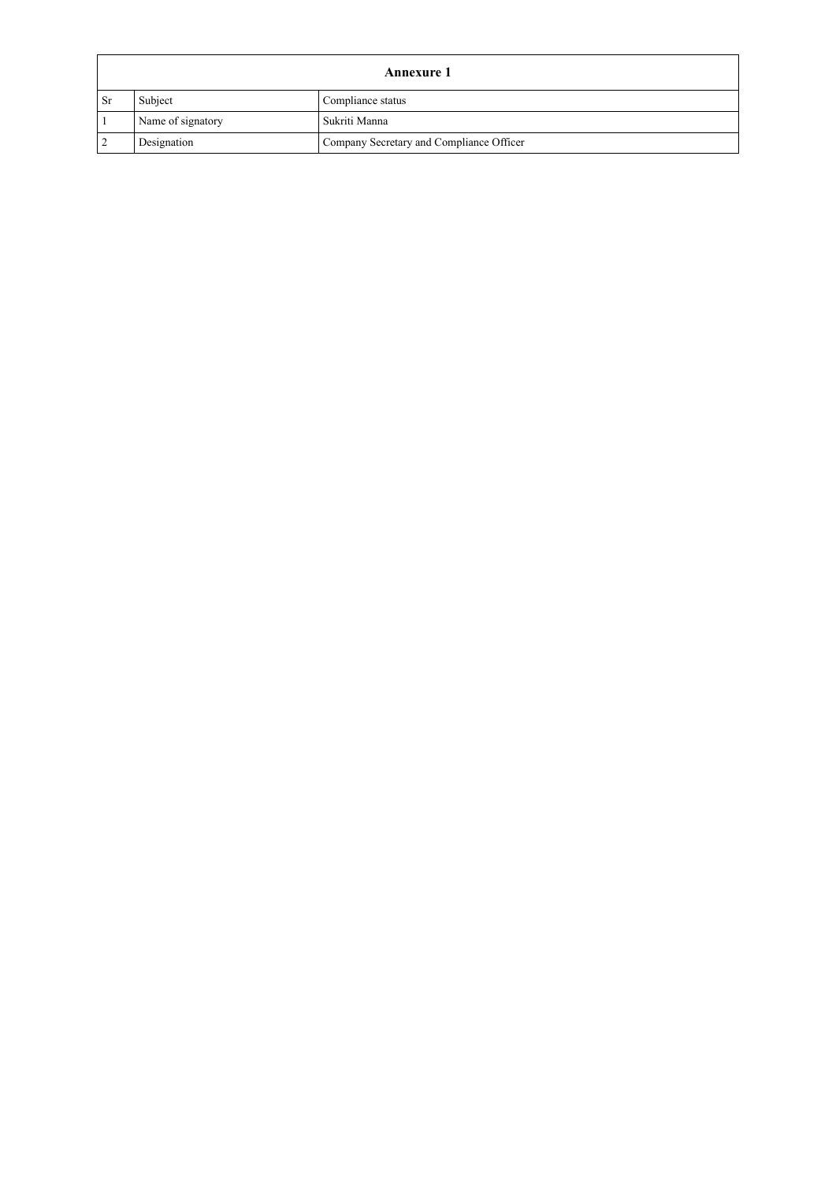| Annexure 1 | | |
|---|---|---|
| Sr | Subject | Compliance status |
| 1 | Name of signatory | Sukriti Manna |
| 2 | Designation | Company Secretary and Compliance Officer |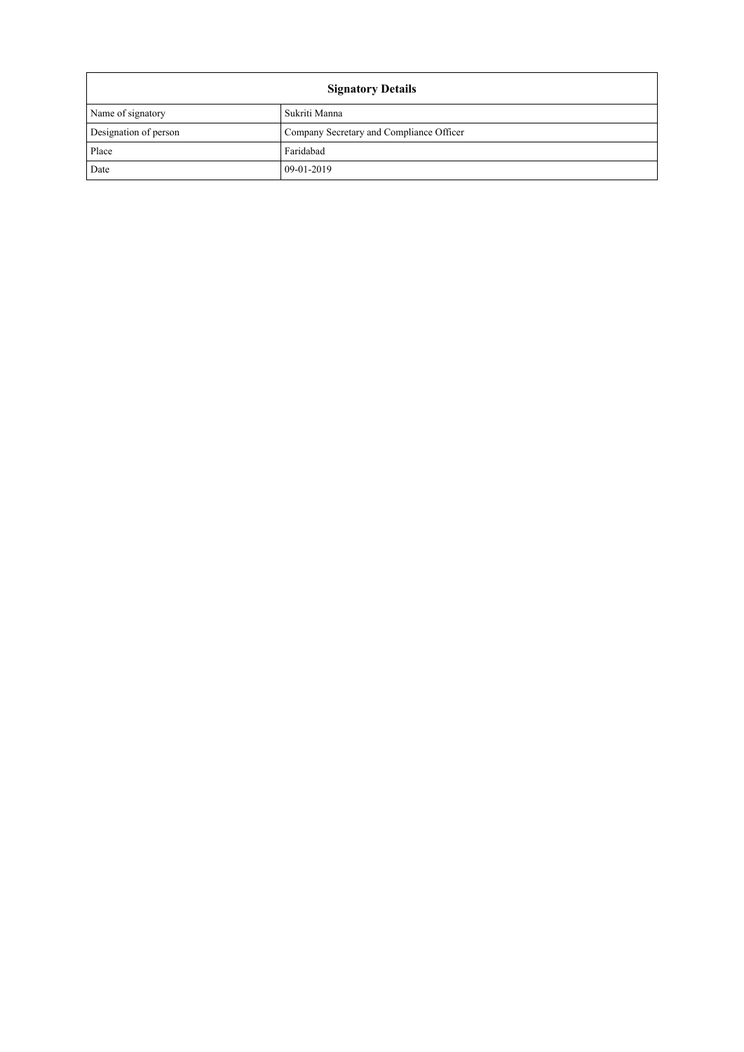| Signatory Details | |
|---|---|
| Name of signatory | Sukriti Manna |
| Designation of person | Company Secretary and Compliance Officer |
| Place | Faridabad |
| Date | 09-01-2019 |